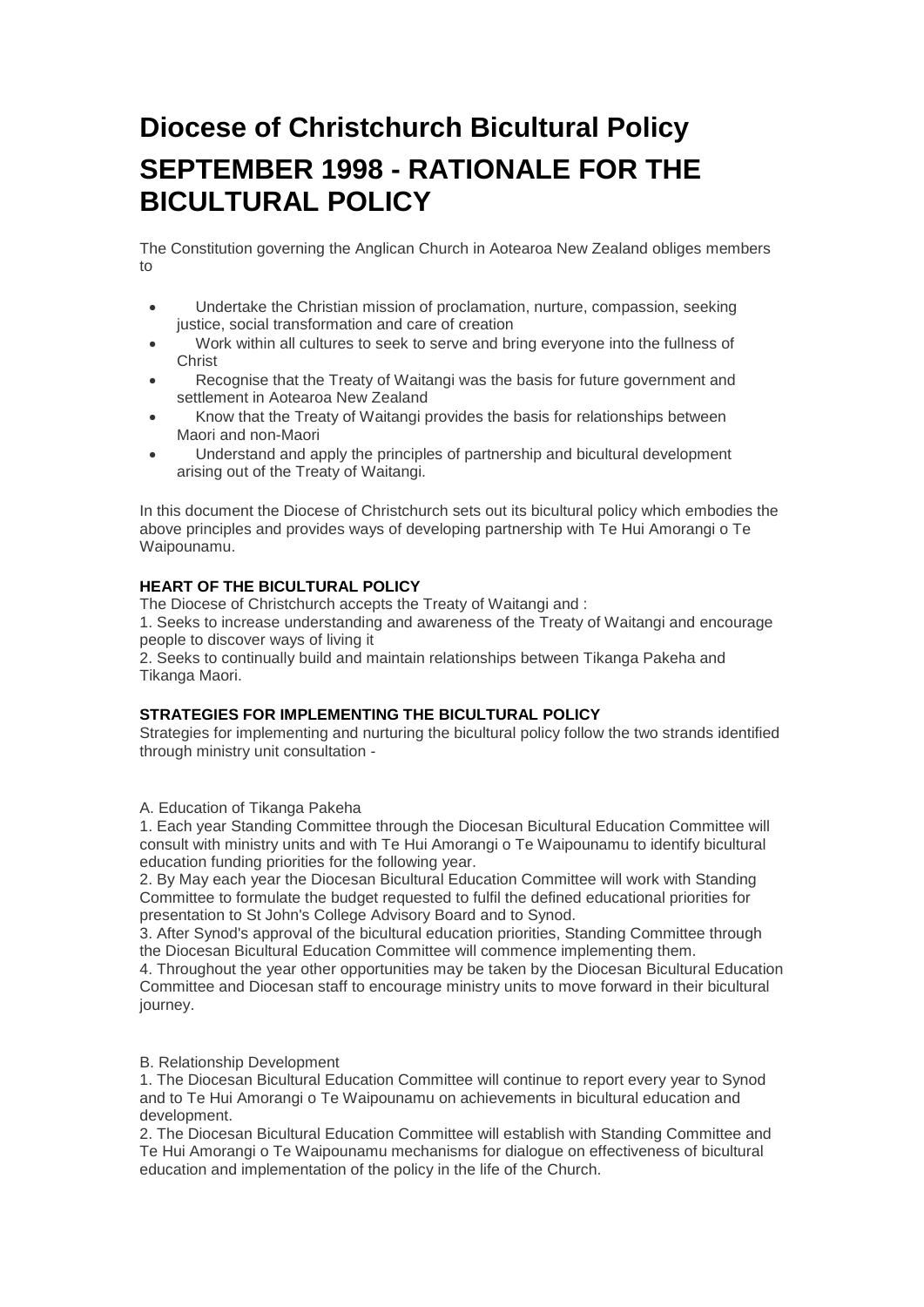# Diocese of Christchurch Bicultural Policy

# SEPTEMBER 1998 - RATIONALE FOR THE BICULTURAL POLICY

The Constitution governing the Anglican Church in Aotearoa New Zealand obliges members to

- Undertake the Christian mission of proclamation, nurture, compassion, seeking justice, social transformation and care of creation
- Work within all cultures to seek to serve and bring everyone into the fullness of Christ
- Recognise that the Treaty of Waitangi was the basis for future government and settlement in Aotearoa New Zealand
- Know that the Treaty of Waitangi provides the basis for relationships between Maori and non-Maori
- Understand and apply the principles of partnership and bicultural development arising out of the Treaty of Waitangi.

In this document the Diocese of Christchurch sets out its bicultural policy which embodies the above principles and provides ways of developing partnership with Te Hui Amorangi o Te Waipounamu.

**HEART OF THE BICULTURAL POLICY**

The Diocese of Christchurch accepts the Treaty of Waitangi and :

1. Seeks to increase understanding and awareness of the Treaty of Waitangi and encourage people to discover ways of living it
2. Seeks to continually build and maintain relationships between Tikanga Pakeha and Tikanga Maori.

**STRATEGIES FOR IMPLEMENTING THE BICULTURAL POLICY**

Strategies for implementing and nurturing the bicultural policy follow the two strands identified through ministry unit consultation -

A. Education of Tikanga Pakeha

1. Each year Standing Committee through the Diocesan Bicultural Education Committee will consult with ministry units and with Te Hui Amorangi o Te Waipounamu to identify bicultural education funding priorities for the following year.
2. By May each year the Diocesan Bicultural Education Committee will work with Standing Committee to formulate the budget requested to fulfil the defined educational priorities for presentation to St John's College Advisory Board and to Synod.
3. After Synod's approval of the bicultural education priorities, Standing Committee through the Diocesan Bicultural Education Committee will commence implementing them.
4. Throughout the year other opportunities may be taken by the Diocesan Bicultural Education Committee and Diocesan staff to encourage ministry units to move forward in their bicultural journey.

B. Relationship Development

1. The Diocesan Bicultural Education Committee will continue to report every year to Synod and to Te Hui Amorangi o Te Waipounamu on achievements in bicultural education and development.
2. The Diocesan Bicultural Education Committee will establish with Standing Committee and Te Hui Amorangi o Te Waipounamu mechanisms for dialogue on effectiveness of bicultural education and implementation of the policy in the life of the Church.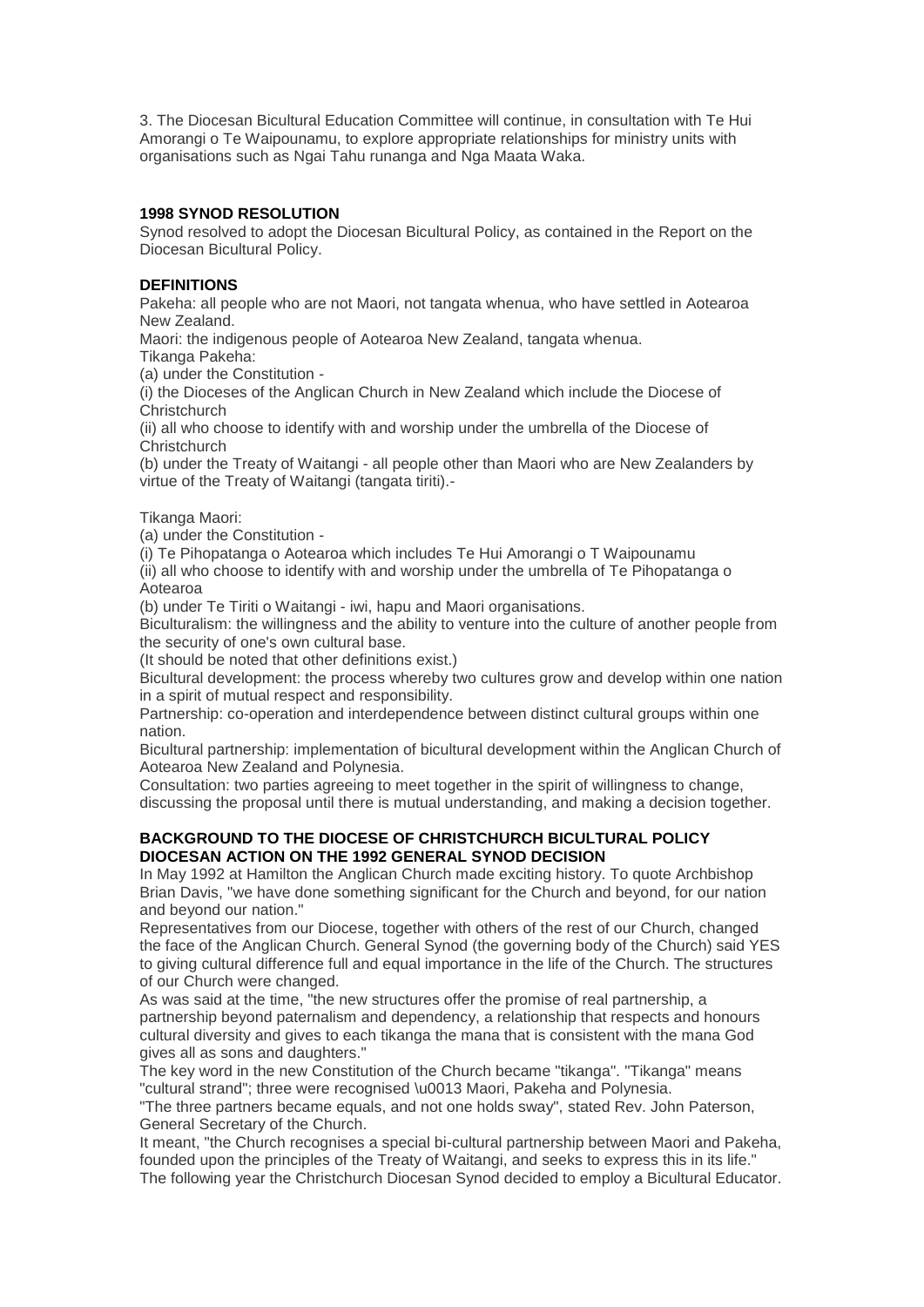3. The Diocesan Bicultural Education Committee will continue, in consultation with Te Hui Amorangi o Te Waipounamu, to explore appropriate relationships for ministry units with organisations such as Ngai Tahu runanga and Nga Maata Waka.

**1998 SYNOD RESOLUTION**

Synod resolved to adopt the Diocesan Bicultural Policy, as contained in the Report on the Diocesan Bicultural Policy.

**DEFINITIONS**

Pakeha: all people who are not Maori, not tangata whenua, who have settled in Aotearoa New Zealand.
Maori: the indigenous people of Aotearoa New Zealand, tangata whenua.
Tikanga Pakeha:
(a) under the Constitution -
(i) the Dioceses of the Anglican Church in New Zealand which include the Diocese of Christchurch
(ii) all who choose to identify with and worship under the umbrella of the Diocese of Christchurch
(b) under the Treaty of Waitangi - all people other than Maori who are New Zealanders by virtue of the Treaty of Waitangi (tangata tiriti).-

Tikanga Maori:
(a) under the Constitution -
(i) Te Pihopatanga o Aotearoa which includes Te Hui Amorangi o T Waipounamu
(ii) all who choose to identify with and worship under the umbrella of Te Pihopatanga o Aotearoa
(b) under Te Tiriti o Waitangi - iwi, hapu and Maori organisations.
Biculturalism: the willingness and the ability to venture into the culture of another people from the security of one's own cultural base.
(It should be noted that other definitions exist.)
Bicultural development: the process whereby two cultures grow and develop within one nation in a spirit of mutual respect and responsibility.
Partnership: co-operation and interdependence between distinct cultural groups within one nation.
Bicultural partnership: implementation of bicultural development within the Anglican Church of Aotearoa New Zealand and Polynesia.
Consultation: two parties agreeing to meet together in the spirit of willingness to change, discussing the proposal until there is mutual understanding, and making a decision together.

**BACKGROUND TO THE DIOCESE OF CHRISTCHURCH BICULTURAL POLICY DIOCESAN ACTION ON THE 1992 GENERAL SYNOD DECISION**

In May 1992 at Hamilton the Anglican Church made exciting history. To quote Archbishop Brian Davis, "we have done something significant for the Church and beyond, for our nation and beyond our nation."

Representatives from our Diocese, together with others of the rest of our Church, changed the face of the Anglican Church. General Synod (the governing body of the Church) said YES to giving cultural difference full and equal importance in the life of the Church. The structures of our Church were changed.

As was said at the time, "the new structures offer the promise of real partnership, a partnership beyond paternalism and dependency, a relationship that respects and honours cultural diversity and gives to each tikanga the mana that is consistent with the mana God gives all as sons and daughters."

The key word in the new Constitution of the Church became "tikanga". "Tikanga" means "cultural strand"; three were recognised \u0013 Maori, Pakeha and Polynesia.

"The three partners became equals, and not one holds sway", stated Rev. John Paterson, General Secretary of the Church.

It meant, "the Church recognises a special bi-cultural partnership between Maori and Pakeha, founded upon the principles of the Treaty of Waitangi, and seeks to express this in its life."

The following year the Christchurch Diocesan Synod decided to employ a Bicultural Educator.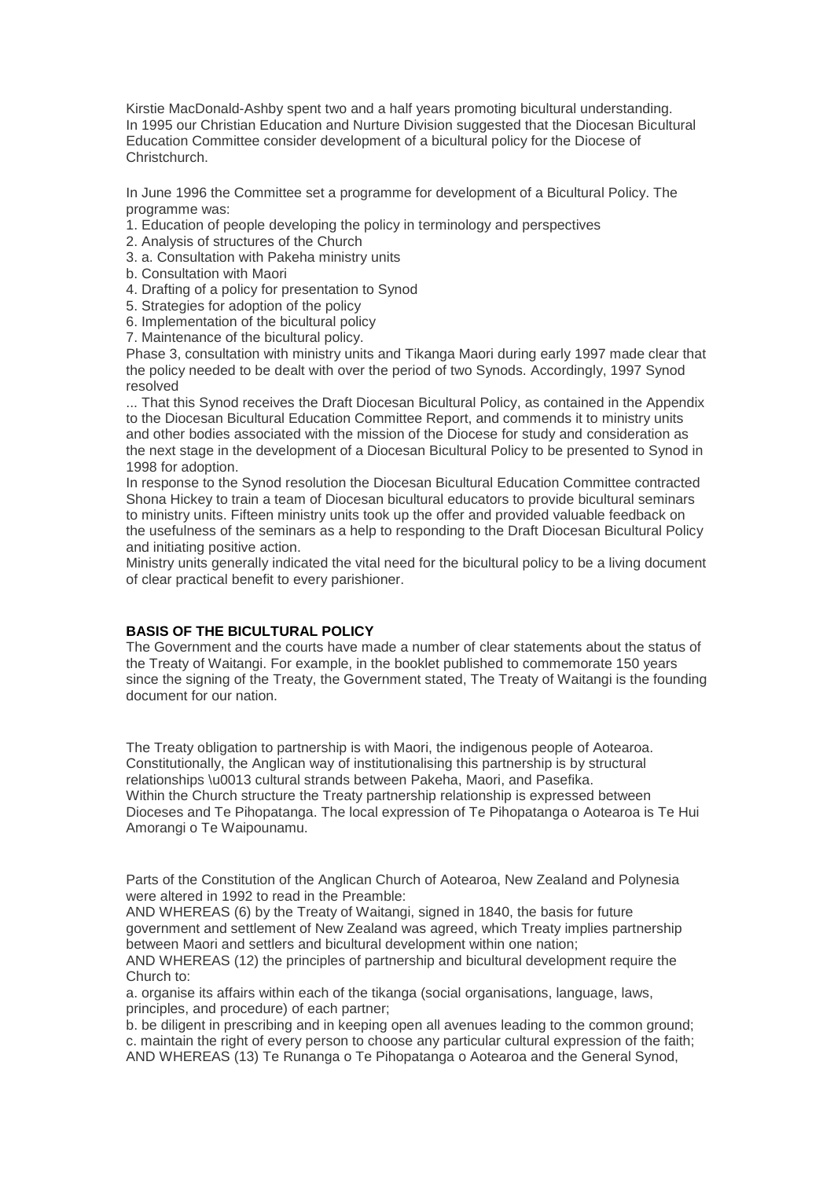Kirstie MacDonald-Ashby spent two and a half years promoting bicultural understanding. In 1995 our Christian Education and Nurture Division suggested that the Diocesan Bicultural Education Committee consider development of a bicultural policy for the Diocese of Christchurch.

In June 1996 the Committee set a programme for development of a Bicultural Policy. The programme was:

1. Education of people developing the policy in terminology and perspectives
2. Analysis of structures of the Church
3. a. Consultation with Pakeha ministry units
   b. Consultation with Maori
4. Drafting of a policy for presentation to Synod
5. Strategies for adoption of the policy
6. Implementation of the bicultural policy
7. Maintenance of the bicultural policy.

Phase 3, consultation with ministry units and Tikanga Maori during early 1997 made clear that the policy needed to be dealt with over the period of two Synods. Accordingly, 1997 Synod resolved

... That this Synod receives the Draft Diocesan Bicultural Policy, as contained in the Appendix to the Diocesan Bicultural Education Committee Report, and commends it to ministry units and other bodies associated with the mission of the Diocese for study and consideration as the next stage in the development of a Diocesan Bicultural Policy to be presented to Synod in 1998 for adoption.

In response to the Synod resolution the Diocesan Bicultural Education Committee contracted Shona Hickey to train a team of Diocesan bicultural educators to provide bicultural seminars to ministry units. Fifteen ministry units took up the offer and provided valuable feedback on the usefulness of the seminars as a help to responding to the Draft Diocesan Bicultural Policy and initiating positive action.

Ministry units generally indicated the vital need for the bicultural policy to be a living document of clear practical benefit to every parishioner.

**BASIS OF THE BICULTURAL POLICY**

The Government and the courts have made a number of clear statements about the status of the Treaty of Waitangi. For example, in the booklet published to commemorate 150 years since the signing of the Treaty, the Government stated, The Treaty of Waitangi is the founding document for our nation.

The Treaty obligation to partnership is with Maori, the indigenous people of Aotearoa. Constitutionally, the Anglican way of institutionalising this partnership is by structural relationships \u0013 cultural strands between Pakeha, Maori, and Pasefika.

Within the Church structure the Treaty partnership relationship is expressed between Dioceses and Te Pihopatanga. The local expression of Te Pihopatanga o Aotearoa is Te Hui Amorangi o Te Waipounamu.

Parts of the Constitution of the Anglican Church of Aotearoa, New Zealand and Polynesia were altered in 1992 to read in the Preamble:

AND WHEREAS (6) by the Treaty of Waitangi, signed in 1840, the basis for future government and settlement of New Zealand was agreed, which Treaty implies partnership between Maori and settlers and bicultural development within one nation;

AND WHEREAS (12) the principles of partnership and bicultural development require the Church to:

a. organise its affairs within each of the tikanga (social organisations, language, laws, principles, and procedure) of each partner;

b. be diligent in prescribing and in keeping open all avenues leading to the common ground;

c. maintain the right of every person to choose any particular cultural expression of the faith;

AND WHEREAS (13) Te Runanga o Te Pihopatanga o Aotearoa and the General Synod,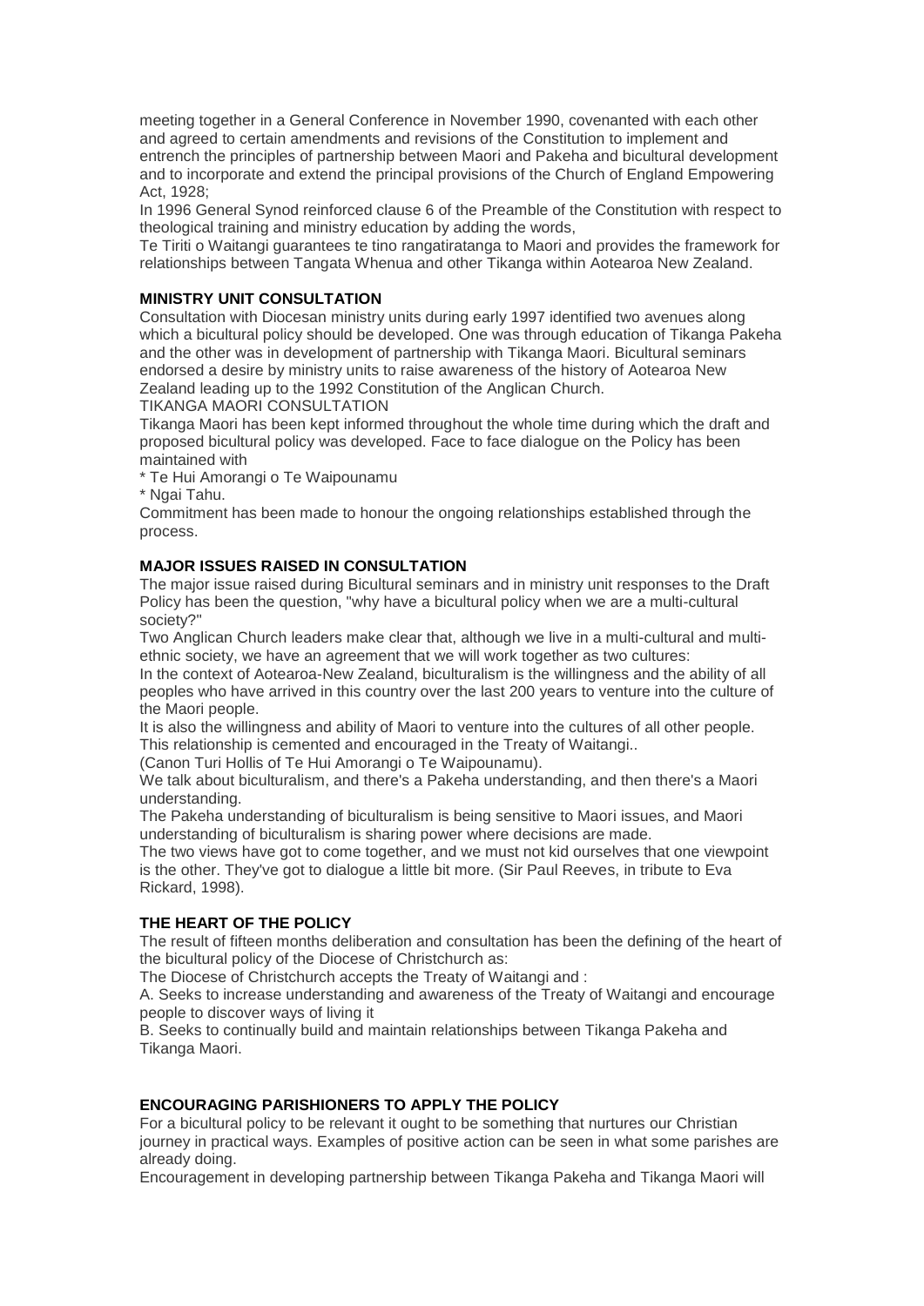meeting together in a General Conference in November 1990, covenanted with each other and agreed to certain amendments and revisions of the Constitution to implement and entrench the principles of partnership between Maori and Pakeha and bicultural development and to incorporate and extend the principal provisions of the Church of England Empowering Act, 1928;

In 1996 General Synod reinforced clause 6 of the Preamble of the Constitution with respect to theological training and ministry education by adding the words,

Te Tiriti o Waitangi guarantees te tino rangatiratanga to Maori and provides the framework for relationships between Tangata Whenua and other Tikanga within Aotearoa New Zealand.

**MINISTRY UNIT CONSULTATION**

Consultation with Diocesan ministry units during early 1997 identified two avenues along which a bicultural policy should be developed. One was through education of Tikanga Pakeha and the other was in development of partnership with Tikanga Maori. Bicultural seminars endorsed a desire by ministry units to raise awareness of the history of Aotearoa New Zealand leading up to the 1992 Constitution of the Anglican Church.

TIKANGA MAORI CONSULTATION

Tikanga Maori has been kept informed throughout the whole time during which the draft and proposed bicultural policy was developed. Face to face dialogue on the Policy has been maintained with

* Te Hui Amorangi o Te Waipounamu
* Ngai Tahu.

Commitment has been made to honour the ongoing relationships established through the process.

**MAJOR ISSUES RAISED IN CONSULTATION**

The major issue raised during Bicultural seminars and in ministry unit responses to the Draft Policy has been the question, "why have a bicultural policy when we are a multi-cultural society?"

Two Anglican Church leaders make clear that, although we live in a multi-cultural and multi-ethnic society, we have an agreement that we will work together as two cultures:

In the context of Aotearoa-New Zealand, biculturalism is the willingness and the ability of all peoples who have arrived in this country over the last 200 years to venture into the culture of the Maori people.

It is also the willingness and ability of Maori to venture into the cultures of all other people. This relationship is cemented and encouraged in the Treaty of Waitangi..

(Canon Turi Hollis of Te Hui Amorangi o Te Waipounamu).

We talk about biculturalism, and there's a Pakeha understanding, and then there's a Maori understanding.

The Pakeha understanding of biculturalism is being sensitive to Maori issues, and Maori understanding of biculturalism is sharing power where decisions are made.

The two views have got to come together, and we must not kid ourselves that one viewpoint is the other. They've got to dialogue a little bit more. (Sir Paul Reeves, in tribute to Eva Rickard, 1998).

**THE HEART OF THE POLICY**

The result of fifteen months deliberation and consultation has been the defining of the heart of the bicultural policy of the Diocese of Christchurch as:

The Diocese of Christchurch accepts the Treaty of Waitangi and :

A. Seeks to increase understanding and awareness of the Treaty of Waitangi and encourage people to discover ways of living it

B. Seeks to continually build and maintain relationships between Tikanga Pakeha and Tikanga Maori.

**ENCOURAGING PARISHIONERS TO APPLY THE POLICY**

For a bicultural policy to be relevant it ought to be something that nurtures our Christian journey in practical ways. Examples of positive action can be seen in what some parishes are already doing.

Encouragement in developing partnership between Tikanga Pakeha and Tikanga Maori will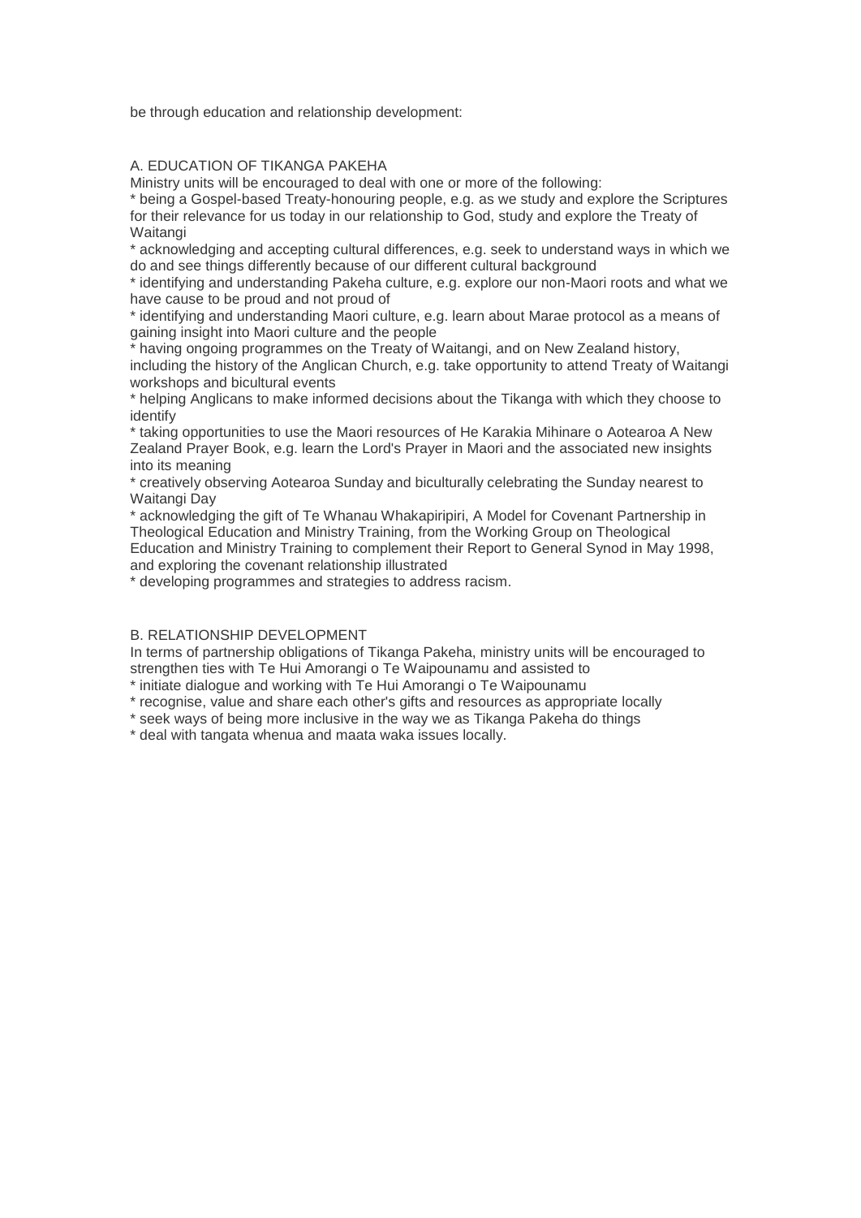be through education and relationship development:

A. EDUCATION OF TIKANGA PAKEHA

Ministry units will be encouraged to deal with one or more of the following:

* being a Gospel-based Treaty-honouring people, e.g. as we study and explore the Scriptures for their relevance for us today in our relationship to God, study and explore the Treaty of Waitangi
* acknowledging and accepting cultural differences, e.g. seek to understand ways in which we do and see things differently because of our different cultural background
* identifying and understanding Pakeha culture, e.g. explore our non-Maori roots and what we have cause to be proud and not proud of
* identifying and understanding Maori culture, e.g. learn about Marae protocol as a means of gaining insight into Maori culture and the people
* having ongoing programmes on the Treaty of Waitangi, and on New Zealand history, including the history of the Anglican Church, e.g. take opportunity to attend Treaty of Waitangi workshops and bicultural events
* helping Anglicans to make informed decisions about the Tikanga with which they choose to identify
* taking opportunities to use the Maori resources of He Karakia Mihinare o Aotearoa A New Zealand Prayer Book, e.g. learn the Lord's Prayer in Maori and the associated new insights into its meaning
* creatively observing Aotearoa Sunday and biculturally celebrating the Sunday nearest to Waitangi Day
* acknowledging the gift of Te Whanau Whakapiripiri, A Model for Covenant Partnership in Theological Education and Ministry Training, from the Working Group on Theological Education and Ministry Training to complement their Report to General Synod in May 1998, and exploring the covenant relationship illustrated
* developing programmes and strategies to address racism.

B. RELATIONSHIP DEVELOPMENT

In terms of partnership obligations of Tikanga Pakeha, ministry units will be encouraged to strengthen ties with Te Hui Amorangi o Te Waipounamu and assisted to

* initiate dialogue and working with Te Hui Amorangi o Te Waipounamu
* recognise, value and share each other's gifts and resources as appropriate locally
* seek ways of being more inclusive in the way we as Tikanga Pakeha do things
* deal with tangata whenua and maata waka issues locally.